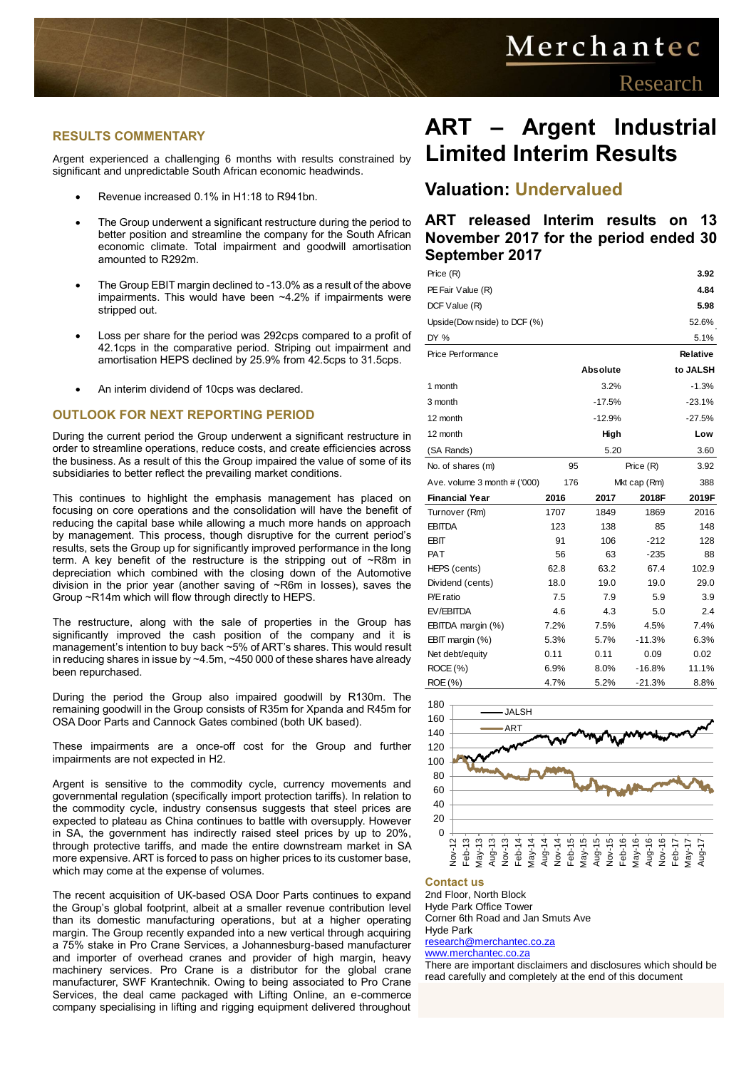# ART – Argent Industrial Limited Interim Results

## Valuation: Undervalued

### ART released Interim results on 13 November 2017 for the period ended 30 September 2017

| Price (R) | | | | 3.92 |
|---|---|---|---|---|
| PE Fair Value (R) | | | | 4.84 |
| DCF Value (R) | | | | 5.98 |
| Upside(Downside) to DCF (%) | | | | 52.6% |
| DY % | | | | 5.1% |
| Price Performance | | | | Relative |
| | | Absolute | | to JALSH |
| 1 month | | 3.2% | | -1.3% |
| 3 month | | -17.5% | | -23.1% |
| 12 month | | -12.9% | | -27.5% |
| 12 month | | High | | Low |
| (SA Rands) | | 5.20 | | 3.60 |
| No. of shares (m) | 95 | | Price (R) | 3.92 |
| Ave. volume 3 month # ('000) | 176 | | Mkt cap (Rm) | 388 |
| **Financial Year** | **2016** | **2017** | **2018F** | **2019F** |
| Turnover (Rm) | 1707 | 1849 | 1869 | 2016 |
| EBITDA | 123 | 138 | 85 | 148 |
| EBIT | 91 | 106 | -212 | 128 |
| PAT | 56 | 63 | -235 | 88 |
| HEPS (cents) | 62.8 | 63.2 | 67.4 | 102.9 |
| Dividend (cents) | 18.0 | 19.0 | 19.0 | 29.0 |
| P/E ratio | 7.5 | 7.9 | 5.9 | 3.9 |
| EV/EBITDA | 4.6 | 4.3 | 5.0 | 2.4 |
| EBITDA margin (%) | 7.2% | 7.5% | 4.5% | 7.4% |
| EBIT margin (%) | 5.3% | 5.7% | -11.3% | 6.3% |
| Net debt/equity | 0.11 | 0.11 | 0.09 | 0.02 |
| ROCE (%) | 6.9% | 8.0% | -16.8% | 11.1% |
| ROE (%) | 4.7% | 5.2% | -21.3% | 8.8% |

## RESULTS COMMENTARY

Argent experienced a challenging 6 months with results constrained by significant and unpredictable South African economic headwinds.

- Revenue increased 0.1% in H1:18 to R941bn.
- The Group underwent a significant restructure during the period to better position and streamline the company for the South African economic climate. Total impairment and goodwill amortisation amounted to R292m.
- The Group EBIT margin declined to -13.0% as a result of the above impairments. This would have been ~4.2% if impairments were stripped out.
- Loss per share for the period was 292cps compared to a profit of 42.1cps in the comparative period. Striping out impairment and amortisation HEPS declined by 25.9% from 42.5cps to 31.5cps.
- An interim dividend of 10cps was declared.

## OUTLOOK FOR NEXT REPORTING PERIOD

During the current period the Group underwent a significant restructure in order to streamline operations, reduce costs, and create efficiencies across the business. As a result of this the Group impaired the value of some of its subsidiaries to better reflect the prevailing market conditions.

This continues to highlight the emphasis management has placed on focusing on core operations and the consolidation will have the benefit of reducing the capital base while allowing a much more hands on approach by management. This process, though disruptive for the current period's results, sets the Group up for significantly improved performance in the long term. A key benefit of the restructure is the stripping out of ~R8m in depreciation which combined with the closing down of the Automotive division in the prior year (another saving of ~R6m in losses), saves the Group ~R14m which will flow through directly to HEPS.

The restructure, along with the sale of properties in the Group has significantly improved the cash position of the company and it is management's intention to buy back ~5% of ART's shares. This would result in reducing shares in issue by ~4.5m, ~450 000 of these shares have already been repurchased.

During the period the Group also impaired goodwill by R130m. The remaining goodwill in the Group consists of R35m for Xpanda and R45m for OSA Door Parts and Cannock Gates combined (both UK based).

These impairments are a once-off cost for the Group and further impairments are not expected in H2.

Argent is sensitive to the commodity cycle, currency movements and governmental regulation (specifically import protection tariffs). In relation to the commodity cycle, industry consensus suggests that steel prices are expected to plateau as China continues to battle with oversupply. However in SA, the government has indirectly raised steel prices by up to 20%, through protective tariffs, and made the entire downstream market in SA more expensive. ART is forced to pass on higher prices to its customer base, which may come at the expense of volumes.

The recent acquisition of UK-based OSA Door Parts continues to expand the Group's global footprint, albeit at a smaller revenue contribution level than its domestic manufacturing operations, but at a higher operating margin. The Group recently expanded into a new vertical through acquiring a 75% stake in Pro Crane Services, a Johannesburg-based manufacturer and importer of overhead cranes and provider of high margin, heavy machinery services. Pro Crane is a distributor for the global crane manufacturer, SWF Krantechnik. Owing to being associated to Pro Crane Services, the deal came packaged with Lifting Online, an e-commerce company specialising in lifting and rigging equipment delivered throughout

### Contact us

2nd Floor, North Block
Hyde Park Office Tower
Corner 6th Road and Jan Smuts Ave
Hyde Park
research@merchantec.co.za
www.merchantec.co.za

There are important disclaimers and disclosures which should be read carefully and completely at the end of this document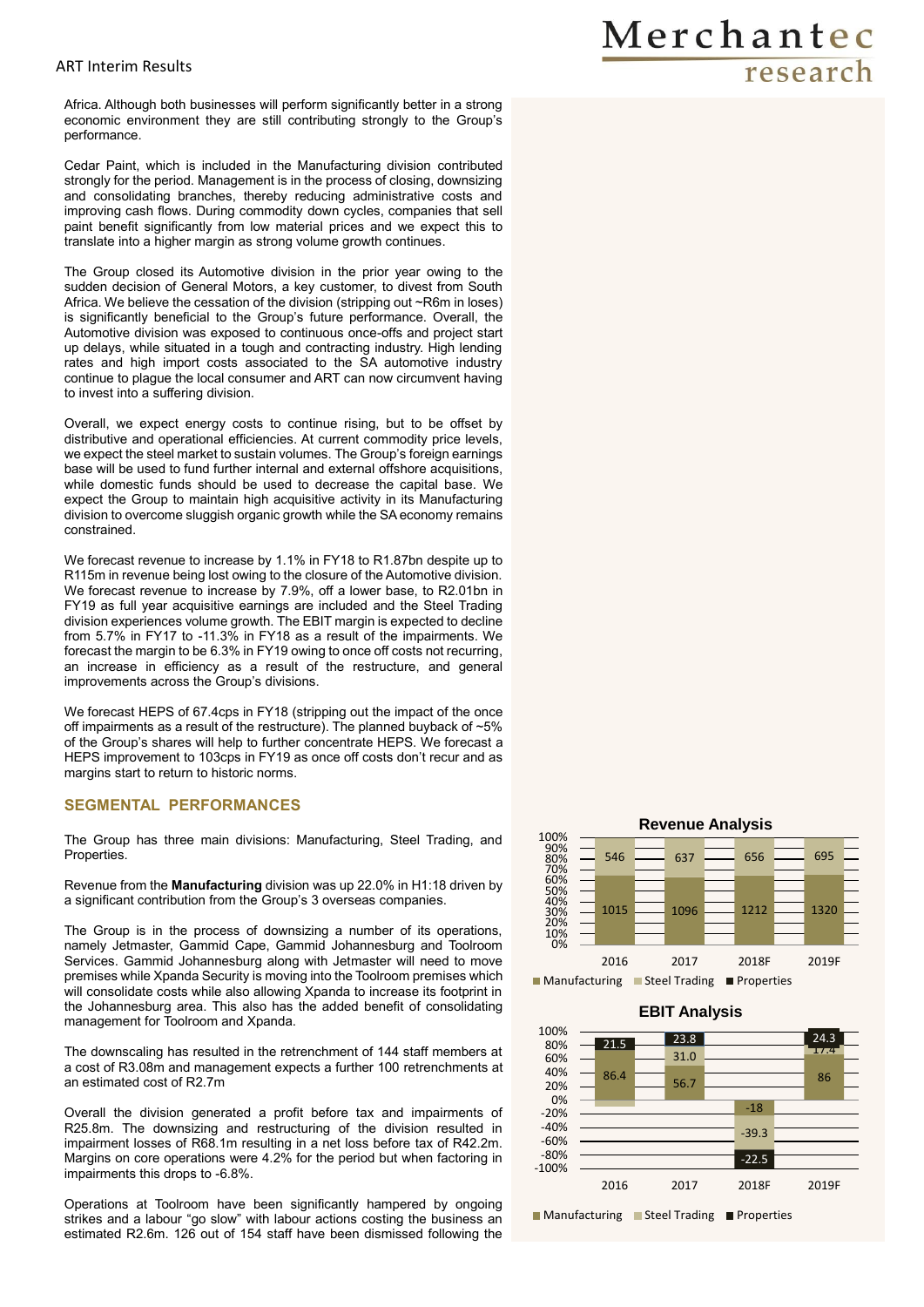Africa. Although both businesses will perform significantly better in a strong economic environment they are still contributing strongly to the Group's performance.

Cedar Paint, which is included in the Manufacturing division contributed strongly for the period. Management is in the process of closing, downsizing and consolidating branches, thereby reducing administrative costs and improving cash flows. During commodity down cycles, companies that sell paint benefit significantly from low material prices and we expect this to translate into a higher margin as strong volume growth continues.

The Group closed its Automotive division in the prior year owing to the sudden decision of General Motors, a key customer, to divest from South Africa. We believe the cessation of the division (stripping out ~R6m in loses) is significantly beneficial to the Group's future performance. Overall, the Automotive division was exposed to continuous once-offs and project start up delays, while situated in a tough and contracting industry. High lending rates and high import costs associated to the SA automotive industry continue to plague the local consumer and ART can now circumvent having to invest into a suffering division.

Overall, we expect energy costs to continue rising, but to be offset by distributive and operational efficiencies. At current commodity price levels, we expect the steel market to sustain volumes. The Group's foreign earnings base will be used to fund further internal and external offshore acquisitions, while domestic funds should be used to decrease the capital base. We expect the Group to maintain high acquisitive activity in its Manufacturing division to overcome sluggish organic growth while the SA economy remains constrained.

We forecast revenue to increase by 1.1% in FY18 to R1.87bn despite up to R115m in revenue being lost owing to the closure of the Automotive division. We forecast revenue to increase by 7.9%, off a lower base, to R2.01bn in FY19 as full year acquisitive earnings are included and the Steel Trading division experiences volume growth. The EBIT margin is expected to decline from 5.7% in FY17 to -11.3% in FY18 as a result of the impairments. We forecast the margin to be 6.3% in FY19 owing to once off costs not recurring, an increase in efficiency as a result of the restructure, and general improvements across the Group's divisions.

We forecast HEPS of 67.4cps in FY18 (stripping out the impact of the once off impairments as a result of the restructure). The planned buyback of ~5% of the Group's shares will help to further concentrate HEPS. We forecast a HEPS improvement to 103cps in FY19 as once off costs don't recur and as margins start to return to historic norms.

## SEGMENTAL PERFORMANCES

The Group has three main divisions: Manufacturing, Steel Trading, and Properties.

Revenue from the **Manufacturing** division was up 22.0% in H1:18 driven by a significant contribution from the Group's 3 overseas companies.

The Group is in the process of downsizing a number of its operations, namely Jetmaster, Gammid Cape, Gammid Johannesburg and Toolroom Services. Gammid Johannesburg along with Jetmaster will need to move premises while Xpanda Security is moving into the Toolroom premises which will consolidate costs while also allowing Xpanda to increase its footprint in the Johannesburg area. This also has the added benefit of consolidating management for Toolroom and Xpanda.

The downscaling has resulted in the retrenchment of 144 staff members at a cost of R3.08m and management expects a further 100 retrenchments at an estimated cost of R2.7m

Overall the division generated a profit before tax and impairments of R25.8m. The downsizing and restructuring of the division resulted in impairment losses of R68.1m resulting in a net loss before tax of R42.2m. Margins on core operations were 4.2% for the period but when factoring in impairments this drops to -6.8%.

Operations at Toolroom have been significantly hampered by ongoing strikes and a labour "go slow" with labour actions costing the business an estimated R2.6m. 126 out of 154 staff have been dismissed following the

**Revenue Analysis**

| | 2016 | 2017 | 2018F | 2019F |
|---|---|---|---|---|
| Manufacturing | 1015 | 1096 | 1212 | 1320 |
| Steel Trading | 546 | 637 | 656 | 695 |

**EBIT Analysis**

| | 2016 | 2017 | 2018F | 2019F |
|---|---|---|---|---|
| Manufacturing | 86.4 | 56.7 | -39.3 | 86 |
| Steel Trading | | 31.0 | -18 | 17.4 |
| Properties | 21.5 | 23.8 | -22.5 | 24.3 |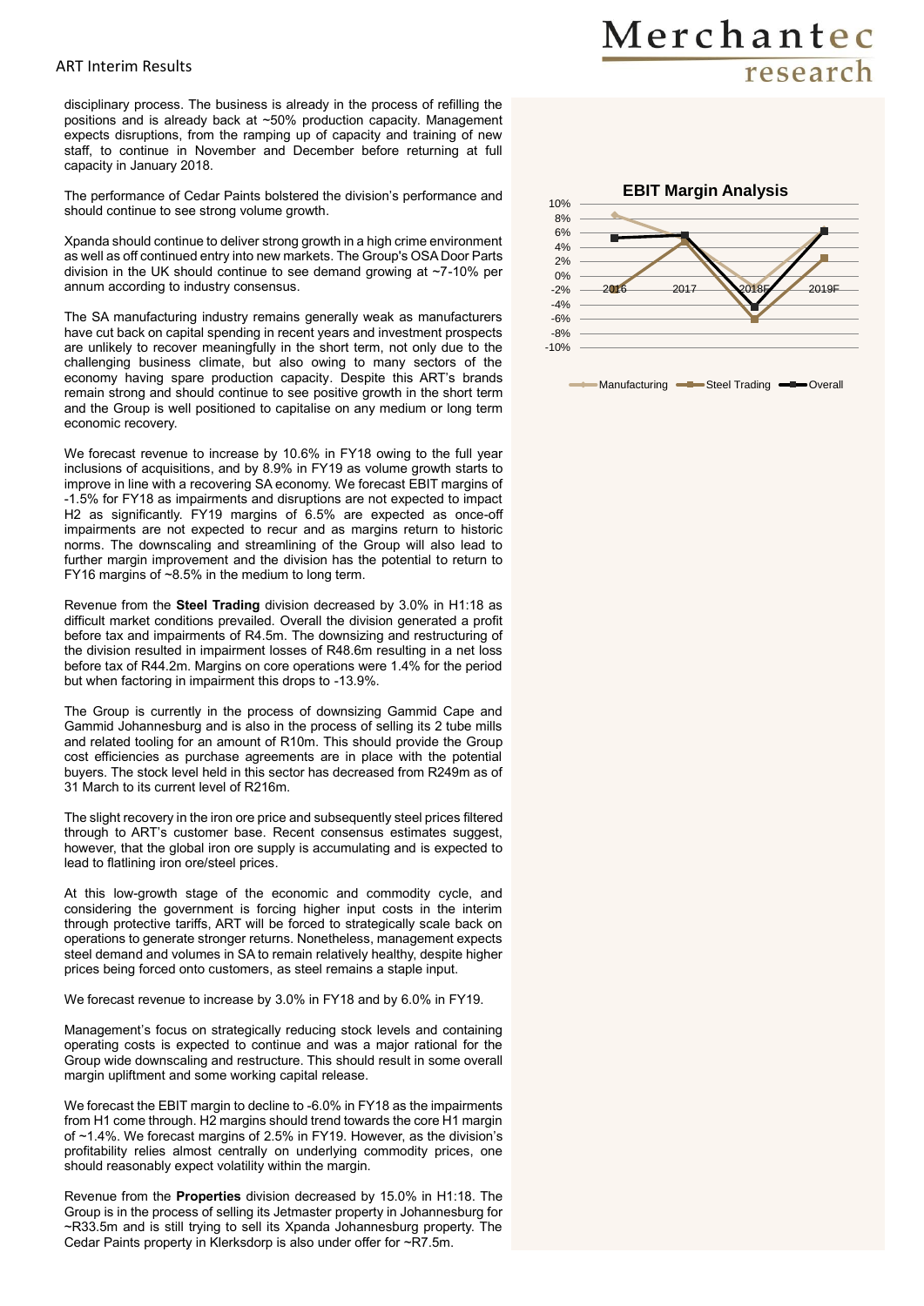disciplinary process. The business is already in the process of refilling the positions and is already back at ~50% production capacity. Management expects disruptions, from the ramping up of capacity and training of new staff, to continue in November and December before returning at full capacity in January 2018.

The performance of Cedar Paints bolstered the division's performance and should continue to see strong volume growth.

Xpanda should continue to deliver strong growth in a high crime environment as well as off continued entry into new markets. The Group's OSA Door Parts division in the UK should continue to see demand growing at ~7-10% per annum according to industry consensus.

The SA manufacturing industry remains generally weak as manufacturers have cut back on capital spending in recent years and investment prospects are unlikely to recover meaningfully in the short term, not only due to the challenging business climate, but also owing to many sectors of the economy having spare production capacity. Despite this ART's brands remain strong and should continue to see positive growth in the short term and the Group is well positioned to capitalise on any medium or long term economic recovery.

We forecast revenue to increase by 10.6% in FY18 owing to the full year inclusions of acquisitions, and by 8.9% in FY19 as volume growth starts to improve in line with a recovering SA economy. We forecast EBIT margins of -1.5% for FY18 as impairments and disruptions are not expected to impact H2 as significantly. FY19 margins of 6.5% are expected as once-off impairments are not expected to recur and as margins return to historic norms. The downscaling and streamlining of the Group will also lead to further margin improvement and the division has the potential to return to FY16 margins of ~8.5% in the medium to long term.

Revenue from the **Steel Trading** division decreased by 3.0% in H1:18 as difficult market conditions prevailed. Overall the division generated a profit before tax and impairments of R4.5m. The downsizing and restructuring of the division resulted in impairment losses of R48.6m resulting in a net loss before tax of R44.2m. Margins on core operations were 1.4% for the period but when factoring in impairment this drops to -13.9%.

The Group is currently in the process of downsizing Gammid Cape and Gammid Johannesburg and is also in the process of selling its 2 tube mills and related tooling for an amount of R10m. This should provide the Group cost efficiencies as purchase agreements are in place with the potential buyers. The stock level held in this sector has decreased from R249m as of 31 March to its current level of R216m.

The slight recovery in the iron ore price and subsequently steel prices filtered through to ART's customer base. Recent consensus estimates suggest, however, that the global iron ore supply is accumulating and is expected to lead to flatlining iron ore/steel prices.

At this low-growth stage of the economic and commodity cycle, and considering the government is forcing higher input costs in the interim through protective tariffs, ART will be forced to strategically scale back on operations to generate stronger returns. Nonetheless, management expects steel demand and volumes in SA to remain relatively healthy, despite higher prices being forced onto customers, as steel remains a staple input.

We forecast revenue to increase by 3.0% in FY18 and by 6.0% in FY19.

Management's focus on strategically reducing stock levels and containing operating costs is expected to continue and was a major rational for the Group wide downscaling and restructure. This should result in some overall margin upliftment and some working capital release.

We forecast the EBIT margin to decline to -6.0% in FY18 as the impairments from H1 come through. H2 margins should trend towards the core H1 margin of ~1.4%. We forecast margins of 2.5% in FY19. However, as the division's profitability relies almost centrally on underlying commodity prices, one should reasonably expect volatility within the margin.

Revenue from the **Properties** division decreased by 15.0% in H1:18. The Group is in the process of selling its Jetmaster property in Johannesburg for ~R33.5m and is still trying to sell its Xpanda Johannesburg property. The Cedar Paints property in Klerksdorp is also under offer for ~R7.5m.

**EBIT Margin Analysis**

(Chart: Manufacturing, Steel Trading, Overall — 2016, 2017, 2018F, 2019F)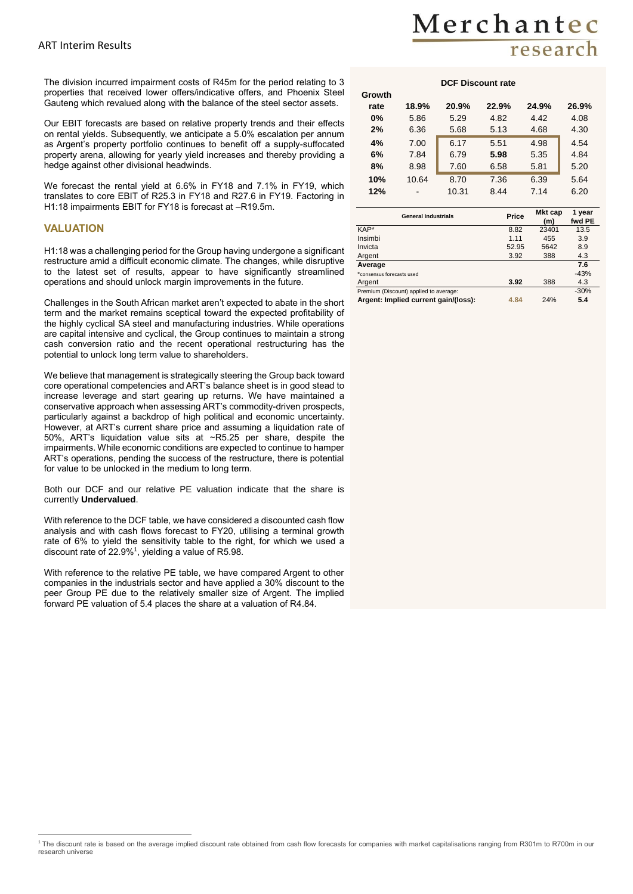The division incurred impairment costs of R45m for the period relating to 3 properties that received lower offers/indicative offers, and Phoenix Steel Gauteng which revalued along with the balance of the steel sector assets.

Our EBIT forecasts are based on relative property trends and their effects on rental yields. Subsequently, we anticipate a 5.0% escalation per annum as Argent's property portfolio continues to benefit off a supply-suffocated property arena, allowing for yearly yield increases and thereby providing a hedge against other divisional headwinds.

We forecast the rental yield at 6.6% in FY18 and 7.1% in FY19, which translates to core EBIT of R25.3 in FY18 and R27.6 in FY19. Factoring in H1:18 impairments EBIT for FY18 is forecast at –R19.5m.

## VALUATION

H1:18 was a challenging period for the Group having undergone a significant restructure amid a difficult economic climate. The changes, while disruptive to the latest set of results, appear to have significantly streamlined operations and should unlock margin improvements in the future.

Challenges in the South African market aren't expected to abate in the short term and the market remains sceptical toward the expected profitability of the highly cyclical SA steel and manufacturing industries. While operations are capital intensive and cyclical, the Group continues to maintain a strong cash conversion ratio and the recent operational restructuring has the potential to unlock long term value to shareholders.

We believe that management is strategically steering the Group back toward core operational competencies and ART's balance sheet is in good stead to increase leverage and start gearing up returns. We have maintained a conservative approach when assessing ART's commodity-driven prospects, particularly against a backdrop of high political and economic uncertainty. However, at ART's current share price and assuming a liquidation rate of 50%, ART's liquidation value sits at ~R5.25 per share, despite the impairments. While economic conditions are expected to continue to hamper ART's operations, pending the success of the restructure, there is potential for value to be unlocked in the medium to long term.

Both our DCF and our relative PE valuation indicate that the share is currently **Undervalued**.

With reference to the DCF table, we have considered a discounted cash flow analysis and with cash flows forecast to FY20, utilising a terminal growth rate of 6% to yield the sensitivity table to the right, for which we used a discount rate of 22.9%[1], yielding a value of R5.98.

With reference to the relative PE table, we have compared Argent to other companies in the industrials sector and have applied a 30% discount to the peer Group PE due to the relatively smaller size of Argent. The implied forward PE valuation of 5.4 places the share at a valuation of R4.84.

| Growth rate | DCF Discount rate | | | | |
|---|---|---|---|---|---|
| | **18.9%** | **20.9%** | **22.9%** | **24.9%** | **26.9%** |
| **0%** | 5.86 | 5.29 | 4.82 | 4.42 | 4.08 |
| **2%** | 6.36 | 5.68 | 5.13 | 4.68 | 4.30 |
| **4%** | 7.00 | 6.17 | 5.51 | 4.98 | 4.54 |
| **6%** | 7.84 | 6.79 | **5.98** | 5.35 | 4.84 |
| **8%** | 8.98 | 7.60 | 6.58 | 5.81 | 5.20 |
| **10%** | 10.64 | 8.70 | 7.36 | 6.39 | 5.64 |
| **12%** | - | 10.31 | 8.44 | 7.14 | 6.20 |

| General Industrials | Price | Mkt cap (m) | 1 year fwd PE |
|---|---|---|---|
| KAP* | 8.82 | 23401 | 13.5 |
| Insimbi | 1.11 | 455 | 3.9 |
| Invicta | 52.95 | 5642 | 8.9 |
| Argent | 3.92 | 388 | 4.3 |
| **Average** | | | **7.6** |
| *consensus forecasts used | | | -43% |
| Argent | **3.92** | 388 | 4.3 |
| Premium (Discount) applied to average: | | | -30% |
| **Argent: Implied current gain/(loss):** | **4.84** | 24% | **5.4** |

[1] The discount rate is based on the average implied discount rate obtained from cash flow forecasts for companies with market capitalisations ranging from R301m to R700m in our research universe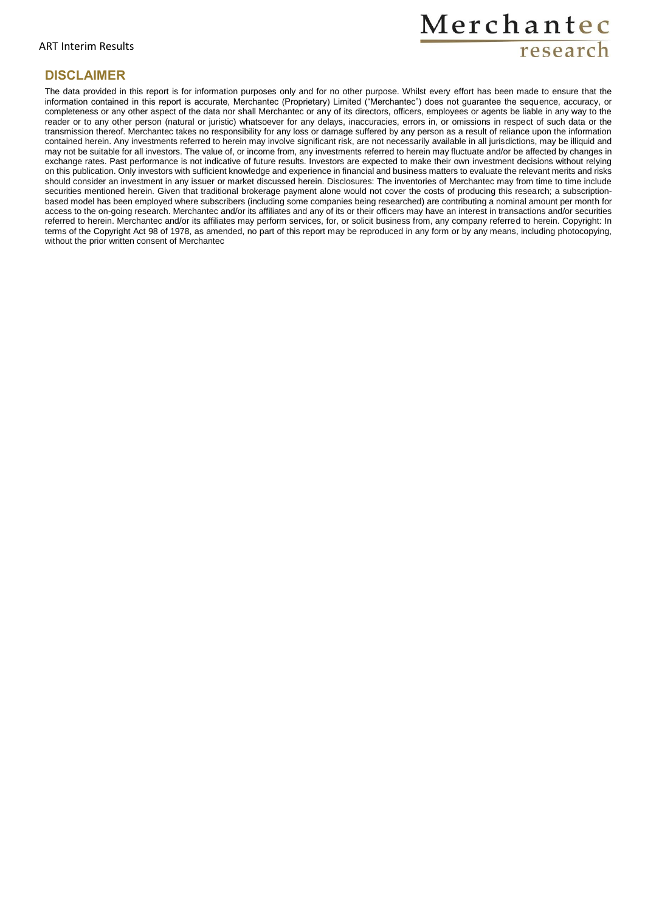## DISCLAIMER

The data provided in this report is for information purposes only and for no other purpose. Whilst every effort has been made to ensure that the information contained in this report is accurate, Merchantec (Proprietary) Limited ("Merchantec") does not guarantee the sequence, accuracy, or completeness or any other aspect of the data nor shall Merchantec or any of its directors, officers, employees or agents be liable in any way to the reader or to any other person (natural or juristic) whatsoever for any delays, inaccuracies, errors in, or omissions in respect of such data or the transmission thereof. Merchantec takes no responsibility for any loss or damage suffered by any person as a result of reliance upon the information contained herein. Any investments referred to herein may involve significant risk, are not necessarily available in all jurisdictions, may be illiquid and may not be suitable for all investors. The value of, or income from, any investments referred to herein may fluctuate and/or be affected by changes in exchange rates. Past performance is not indicative of future results. Investors are expected to make their own investment decisions without relying on this publication. Only investors with sufficient knowledge and experience in financial and business matters to evaluate the relevant merits and risks should consider an investment in any issuer or market discussed herein. Disclosures: The inventories of Merchantec may from time to time include securities mentioned herein. Given that traditional brokerage payment alone would not cover the costs of producing this research; a subscription-based model has been employed where subscribers (including some companies being researched) are contributing a nominal amount per month for access to the on-going research. Merchantec and/or its affiliates and any of its or their officers may have an interest in transactions and/or securities referred to herein. Merchantec and/or its affiliates may perform services, for, or solicit business from, any company referred to herein. Copyright: In terms of the Copyright Act 98 of 1978, as amended, no part of this report may be reproduced in any form or by any means, including photocopying, without the prior written consent of Merchantec